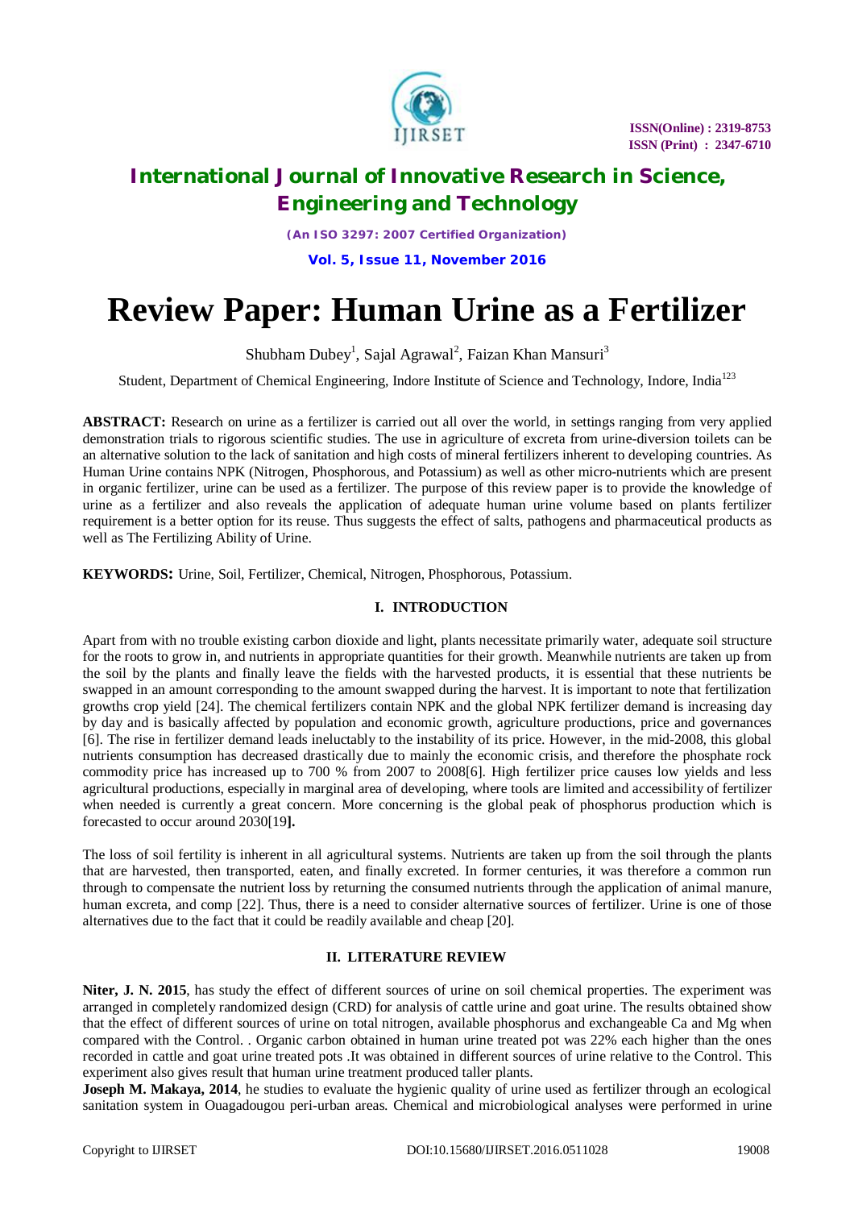# Review Paper: Human Urine as a Fertilizer

Shubham Dubey[1], Sajal Agrawal[2], Faizan Khan Mansuri[3]

Student, Department of Chemical Engineering, Indore Institute of Science and Technology, Indore, India[123]

**ABSTRACT:** Research on urine as a fertilizer is carried out all over the world, in settings ranging from very applied demonstration trials to rigorous scientific studies. The use in agriculture of excreta from urine-diversion toilets can be an alternative solution to the lack of sanitation and high costs of mineral fertilizers inherent to developing countries. As Human Urine contains NPK (Nitrogen, Phosphorous, and Potassium) as well as other micro-nutrients which are present in organic fertilizer, urine can be used as a fertilizer. The purpose of this review paper is to provide the knowledge of urine as a fertilizer and also reveals the application of adequate human urine volume based on plants fertilizer requirement is a better option for its reuse. Thus suggests the effect of salts, pathogens and pharmaceutical products as well as The Fertilizing Ability of Urine.

**KEYWORDS:** Urine, Soil, Fertilizer, Chemical, Nitrogen, Phosphorous, Potassium.

## I. INTRODUCTION

Apart from with no trouble existing carbon dioxide and light, plants necessitate primarily water, adequate soil structure for the roots to grow in, and nutrients in appropriate quantities for their growth. Meanwhile nutrients are taken up from the soil by the plants and finally leave the fields with the harvested products, it is essential that these nutrients be swapped in an amount corresponding to the amount swapped during the harvest. It is important to note that fertilization growths crop yield [24]. The chemical fertilizers contain NPK and the global NPK fertilizer demand is increasing day by day and is basically affected by population and economic growth, agriculture productions, price and governances [6]. The rise in fertilizer demand leads ineluctably to the instability of its price. However, in the mid-2008, this global nutrients consumption has decreased drastically due to mainly the economic crisis, and therefore the phosphate rock commodity price has increased up to 700 % from 2007 to 2008[6]. High fertilizer price causes low yields and less agricultural productions, especially in marginal area of developing, where tools are limited and accessibility of fertilizer when needed is currently a great concern. More concerning is the global peak of phosphorus production which is forecasted to occur around 2030[19**].**

The loss of soil fertility is inherent in all agricultural systems. Nutrients are taken up from the soil through the plants that are harvested, then transported, eaten, and finally excreted. In former centuries, it was therefore a common run through to compensate the nutrient loss by returning the consumed nutrients through the application of animal manure, human excreta, and comp [22]. Thus, there is a need to consider alternative sources of fertilizer. Urine is one of those alternatives due to the fact that it could be readily available and cheap [20].

## II. LITERATURE REVIEW

**Niter, J. N. 2015**, has study the effect of different sources of urine on soil chemical properties. The experiment was arranged in completely randomized design (CRD) for analysis of cattle urine and goat urine. The results obtained show that the effect of different sources of urine on total nitrogen, available phosphorus and exchangeable Ca and Mg when compared with the Control. . Organic carbon obtained in human urine treated pot was 22% each higher than the ones recorded in cattle and goat urine treated pots .It was obtained in different sources of urine relative to the Control. This experiment also gives result that human urine treatment produced taller plants.

**Joseph M. Makaya, 2014**, he studies to evaluate the hygienic quality of urine used as fertilizer through an ecological sanitation system in Ouagadougou peri-urban areas. Chemical and microbiological analyses were performed in urine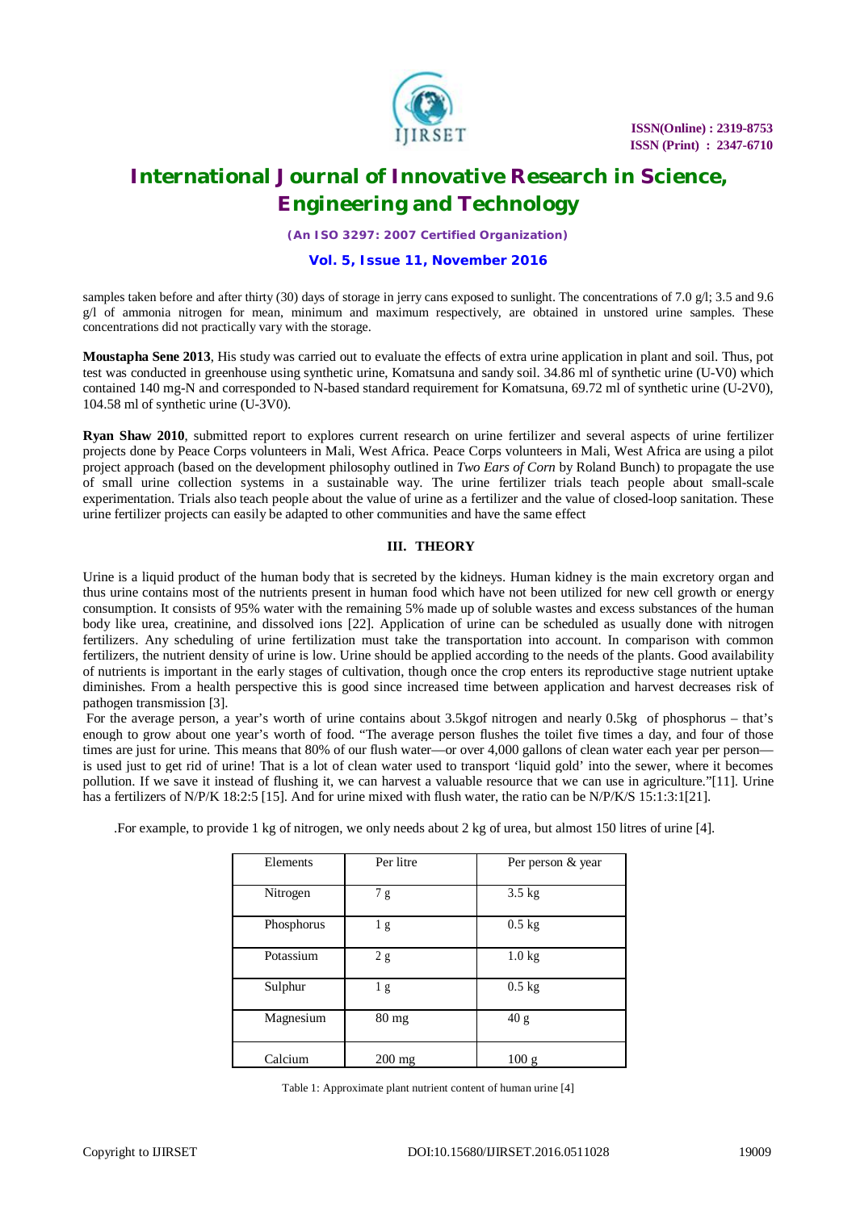samples taken before and after thirty (30) days of storage in jerry cans exposed to sunlight. The concentrations of 7.0 g/l; 3.5 and 9.6 g/l of ammonia nitrogen for mean, minimum and maximum respectively, are obtained in unstored urine samples. These concentrations did not practically vary with the storage.

**Moustapha Sene 2013**, His study was carried out to evaluate the effects of extra urine application in plant and soil. Thus, pot test was conducted in greenhouse using synthetic urine, Komatsuna and sandy soil. 34.86 ml of synthetic urine (U-V0) which contained 140 mg-N and corresponded to N-based standard requirement for Komatsuna, 69.72 ml of synthetic urine (U-2V0), 104.58 ml of synthetic urine (U-3V0).

**Ryan Shaw 2010**, submitted report to explores current research on urine fertilizer and several aspects of urine fertilizer projects done by Peace Corps volunteers in Mali, West Africa. Peace Corps volunteers in Mali, West Africa are using a pilot project approach (based on the development philosophy outlined in *Two Ears of Corn* by Roland Bunch) to propagate the use of small urine collection systems in a sustainable way. The urine fertilizer trials teach people about small-scale experimentation. Trials also teach people about the value of urine as a fertilizer and the value of closed-loop sanitation. These urine fertilizer projects can easily be adapted to other communities and have the same effect

## III. THEORY

Urine is a liquid product of the human body that is secreted by the kidneys. Human kidney is the main excretory organ and thus urine contains most of the nutrients present in human food which have not been utilized for new cell growth or energy consumption. It consists of 95% water with the remaining 5% made up of soluble wastes and excess substances of the human body like urea, creatinine, and dissolved ions [22]. Application of urine can be scheduled as usually done with nitrogen fertilizers. Any scheduling of urine fertilization must take the transportation into account. In comparison with common fertilizers, the nutrient density of urine is low. Urine should be applied according to the needs of the plants. Good availability of nutrients is important in the early stages of cultivation, though once the crop enters its reproductive stage nutrient uptake diminishes. From a health perspective this is good since increased time between application and harvest decreases risk of pathogen transmission [3].

For the average person, a year's worth of urine contains about 3.5kgof nitrogen and nearly 0.5kg of phosphorus – that's enough to grow about one year's worth of food. "The average person flushes the toilet five times a day, and four of those times are just for urine. This means that 80% of our flush water—or over 4,000 gallons of clean water each year per person—is used just to get rid of urine! That is a lot of clean water used to transport 'liquid gold' into the sewer, where it becomes pollution. If we save it instead of flushing it, we can harvest a valuable resource that we can use in agriculture."[11]. Urine has a fertilizers of N/P/K 18:2:5 [15]. And for urine mixed with flush water, the ratio can be N/P/K/S 15:1:3:1[21].

.For example, to provide 1 kg of nitrogen, we only needs about 2 kg of urea, but almost 150 litres of urine [4].

| Elements | Per litre | Per person & year |
|---|---|---|
| Nitrogen | 7 g | 3.5 kg |
| Phosphorus | 1 g | 0.5 kg |
| Potassium | 2 g | 1.0 kg |
| Sulphur | 1 g | 0.5 kg |
| Magnesium | 80 mg | 40 g |
| Calcium | 200 mg | 100 g |

Table 1: Approximate plant nutrient content of human urine [4]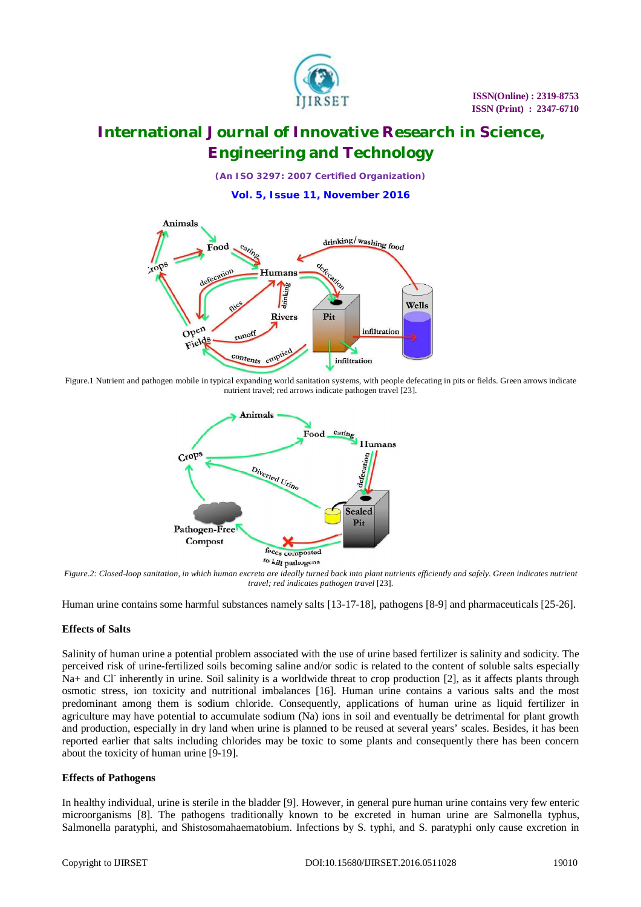Figure.1 Nutrient and pathogen mobile in typical expanding world sanitation systems, with people defecating in pits or fields. Green arrows indicate nutrient travel; red arrows indicate pathogen travel [23].

*Figure.2: Closed-loop sanitation, in which human excreta are ideally turned back into plant nutrients efficiently and safely. Green indicates nutrient travel; red indicates pathogen travel* [23].

Human urine contains some harmful substances namely salts [13-17-18], pathogens [8-9] and pharmaceuticals [25-26].

**Effects of Salts**

Salinity of human urine a potential problem associated with the use of urine based fertilizer is salinity and sodicity. The perceived risk of urine-fertilized soils becoming saline and/or sodic is related to the content of soluble salts especially $Na^+$ and $Cl^-$ inherently in urine. Soil salinity is a worldwide threat to crop production [2], as it affects plants through osmotic stress, ion toxicity and nutritional imbalances [16]. Human urine contains a various salts and the most predominant among them is sodium chloride. Consequently, applications of human urine as liquid fertilizer in agriculture may have potential to accumulate sodium (Na) ions in soil and eventually be detrimental for plant growth and production, especially in dry land when urine is planned to be reused at several years' scales. Besides, it has been reported earlier that salts including chlorides may be toxic to some plants and consequently there has been concern about the toxicity of human urine [9-19].

**Effects of Pathogens**

In healthy individual, urine is sterile in the bladder [9]. However, in general pure human urine contains very few enteric microorganisms [8]. The pathogens traditionally known to be excreted in human urine are Salmonella typhus, Salmonella paratyphi, and Shistosomahaematobium. Infections by S. typhi, and S. paratyphi only cause excretion in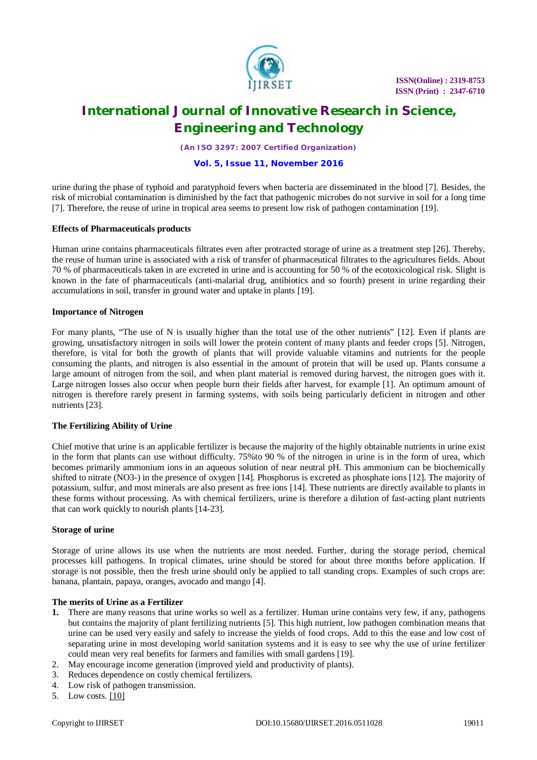urine during the phase of typhoid and paratyphoid fevers when bacteria are disseminated in the blood [7]. Besides, the risk of microbial contamination is diminished by the fact that pathogenic microbes do not survive in soil for a long time [7]. Therefore, the reuse of urine in tropical area seems to present low risk of pathogen contamination [19].

**Effects of Pharmaceuticals products**

Human urine contains pharmaceuticals filtrates even after protracted storage of urine as a treatment step [26]. Thereby, the reuse of human urine is associated with a risk of transfer of pharmaceutical filtrates to the agricultures fields. About 70 % of pharmaceuticals taken in are excreted in urine and is accounting for 50 % of the ecotoxicological risk. Slight is known in the fate of pharmaceuticals (anti-malarial drug, antibiotics and so fourth) present in urine regarding their accumulations in soil, transfer in ground water and uptake in plants [19].

**Importance of Nitrogen**

For many plants, "The use of N is usually higher than the total use of the other nutrients" [12]. Even if plants are growing, unsatisfactory nitrogen in soils will lower the protein content of many plants and feeder crops [5]. Nitrogen, therefore, is vital for both the growth of plants that will provide valuable vitamins and nutrients for the people consuming the plants, and nitrogen is also essential in the amount of protein that will be used up. Plants consume a large amount of nitrogen from the soil, and when plant material is removed during harvest, the nitrogen goes with it. Large nitrogen losses also occur when people burn their fields after harvest, for example [1]. An optimum amount of nitrogen is therefore rarely present in farming systems, with soils being particularly deficient in nitrogen and other nutrients [23].

**The Fertilizing Ability of Urine**

Chief motive that urine is an applicable fertilizer is because the majority of the highly obtainable nutrients in urine exist in the form that plants can use without difficulty. 75%to 90 % of the nitrogen in urine is in the form of urea, which becomes primarily ammonium ions in an aqueous solution of near neutral pH. This ammonium can be biochemically shifted to nitrate ($NO_3^-$) in the presence of oxygen [14]. Phosphorus is excreted as phosphate ions [12]. The majority of potassium, sulfur, and most minerals are also present as free ions [14]. These nutrients are directly available to plants in these forms without processing. As with chemical fertilizers, urine is therefore a dilution of fast-acting plant nutrients that can work quickly to nourish plants [14-23].

**Storage of urine**

Storage of urine allows its use when the nutrients are most needed. Further, during the storage period, chemical processes kill pathogens. In tropical climates, urine should be stored for about three months before application. If storage is not possible, then the fresh urine should only be applied to tall standing crops. Examples of such crops are: banana, plantain, papaya, oranges, avocado and mango [4].

**The merits of Urine as a Fertilizer**

1. There are many reasons that urine works so well as a fertilizer. Human urine contains very few, if any, pathogens but contains the majority of plant fertilizing nutrients [5]. This high nutrient, low pathogen combination means that urine can be used very easily and safely to increase the yields of food crops. Add to this the ease and low cost of separating urine in most developing world sanitation systems and it is easy to see why the use of urine fertilizer could mean very real benefits for farmers and families with small gardens [19].
2. May encourage income generation (improved yield and productivity of plants).
3. Reduces dependence on costly chemical fertilizers.
4. Low risk of pathogen transmission.
5. Low costs. [10]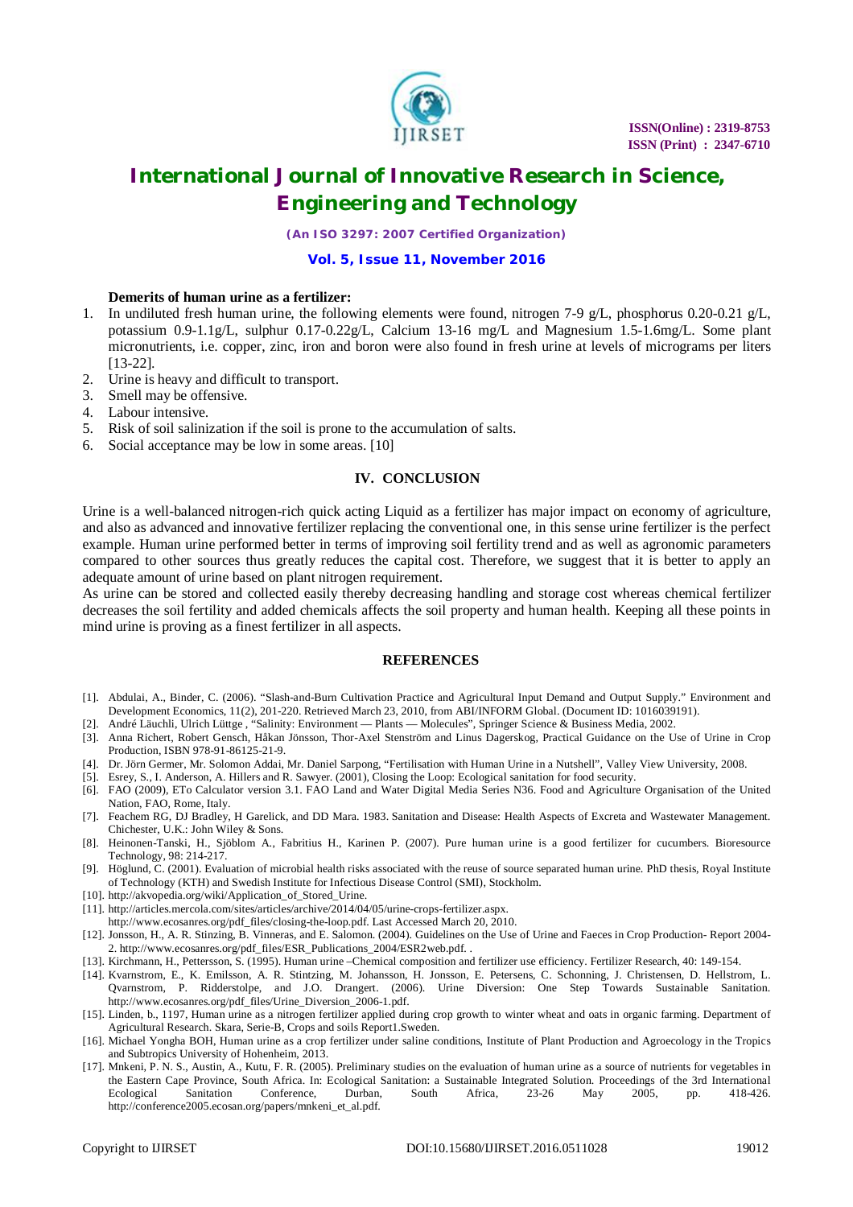**Demerits of human urine as a fertilizer:**

1. In undiluted fresh human urine, the following elements were found, nitrogen 7-9 g/L, phosphorus 0.20-0.21 g/L, potassium 0.9-1.1g/L, sulphur 0.17-0.22g/L, Calcium 13-16 mg/L and Magnesium 1.5-1.6mg/L. Some plant micronutrients, i.e. copper, zinc, iron and boron were also found in fresh urine at levels of micrograms per liters [13-22].
2. Urine is heavy and difficult to transport.
3. Smell may be offensive.
4. Labour intensive.
5. Risk of soil salinization if the soil is prone to the accumulation of salts.
6. Social acceptance may be low in some areas. [10]

## IV. CONCLUSION

Urine is a well-balanced nitrogen-rich quick acting Liquid as a fertilizer has major impact on economy of agriculture, and also as advanced and innovative fertilizer replacing the conventional one, in this sense urine fertilizer is the perfect example. Human urine performed better in terms of improving soil fertility trend and as well as agronomic parameters compared to other sources thus greatly reduces the capital cost. Therefore, we suggest that it is better to apply an adequate amount of urine based on plant nitrogen requirement.

As urine can be stored and collected easily thereby decreasing handling and storage cost whereas chemical fertilizer decreases the soil fertility and added chemicals affects the soil property and human health. Keeping all these points in mind urine is proving as a finest fertilizer in all aspects.

## REFERENCES

[1]. Abdulai, A., Binder, C. (2006). "Slash-and-Burn Cultivation Practice and Agricultural Input Demand and Output Supply." Environment and Development Economics, 11(2), 201-220. Retrieved March 23, 2010, from ABI/INFORM Global. (Document ID: 1016039191).

[2]. André Läuchli, Ulrich Lüttge , "Salinity: Environment — Plants — Molecules", Springer Science & Business Media, 2002.

[3]. Anna Richert, Robert Gensch, Håkan Jönsson, Thor-Axel Stenström and Linus Dagerskog, Practical Guidance on the Use of Urine in Crop Production, ISBN 978-91-86125-21-9.

[4]. Dr. Jörn Germer, Mr. Solomon Addai, Mr. Daniel Sarpong, "Fertilisation with Human Urine in a Nutshell", Valley View University, 2008.

[5]. Esrey, S., I. Anderson, A. Hillers and R. Sawyer. (2001), Closing the Loop: Ecological sanitation for food security.

[6]. FAO (2009), ETo Calculator version 3.1. FAO Land and Water Digital Media Series N36. Food and Agriculture Organisation of the United Nation, FAO, Rome, Italy.

[7]. Feachem RG, DJ Bradley, H Garelick, and DD Mara. 1983. Sanitation and Disease: Health Aspects of Excreta and Wastewater Management. Chichester, U.K.: John Wiley & Sons.

[8]. Heinonen-Tanski, H., Sjöblom A., Fabritius H., Karinen P. (2007). Pure human urine is a good fertilizer for cucumbers. Bioresource Technology, 98: 214-217.

[9]. Höglund, C. (2001). Evaluation of microbial health risks associated with the reuse of source separated human urine. PhD thesis, Royal Institute of Technology (KTH) and Swedish Institute for Infectious Disease Control (SMI), Stockholm.

[10]. http://akvopedia.org/wiki/Application_of_Stored_Urine.

[11]. http://articles.mercola.com/sites/articles/archive/2014/04/05/urine-crops-fertilizer.aspx. http://www.ecosanres.org/pdf_files/closing-the-loop.pdf. Last Accessed March 20, 2010.

[12]. Jonsson, H., A. R. Stinzing, B. Vinneras, and E. Salomon. (2004). Guidelines on the Use of Urine and Faeces in Crop Production- Report 2004-2. http://www.ecosanres.org/pdf_files/ESR_Publications_2004/ESR2web.pdf. .

[13]. Kirchmann, H., Pettersson, S. (1995). Human urine –Chemical composition and fertilizer use efficiency. Fertilizer Research, 40: 149-154.

[14]. Kvarnstrom, E., K. Emilsson, A. R. Stintzing, M. Johansson, H. Jonsson, E. Petersens, C. Schonning, J. Christensen, D. Hellstrom, L. Qvarnstrom, P. Ridderstolpe, and J.O. Drangert. (2006). Urine Diversion: One Step Towards Sustainable Sanitation. http://www.ecosanres.org/pdf_files/Urine_Diversion_2006-1.pdf.

[15]. Linden, b., 1197, Human urine as a nitrogen fertilizer applied during crop growth to winter wheat and oats in organic farming. Department of Agricultural Research. Skara, Serie-B, Crops and soils Report1.Sweden.

[16]. Michael Yongha BOH, Human urine as a crop fertilizer under saline conditions, Institute of Plant Production and Agroecology in the Tropics and Subtropics University of Hohenheim, 2013.

[17]. Mnkeni, P. N. S., Austin, A., Kutu, F. R. (2005). Preliminary studies on the evaluation of human urine as a source of nutrients for vegetables in the Eastern Cape Province, South Africa. In: Ecological Sanitation: a Sustainable Integrated Solution. Proceedings of the 3rd International Ecological Sanitation Conference, Durban, South Africa, 23-26 May 2005, pp. 418-426. http://conference2005.ecosan.org/papers/mnkeni_et_al.pdf.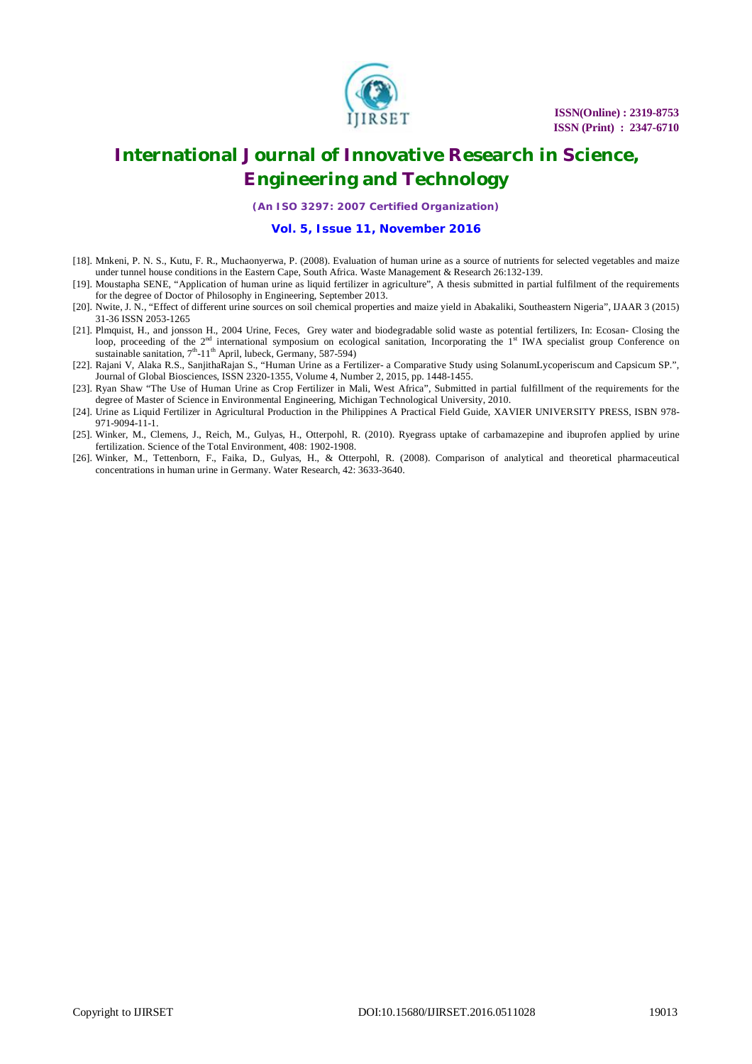[18]. Mnkeni, P. N. S., Kutu, F. R., Muchaonyerwa, P. (2008). Evaluation of human urine as a source of nutrients for selected vegetables and maize under tunnel house conditions in the Eastern Cape, South Africa. Waste Management & Research 26:132-139.

[19]. Moustapha SENE, "Application of human urine as liquid fertilizer in agriculture", A thesis submitted in partial fulfilment of the requirements for the degree of Doctor of Philosophy in Engineering, September 2013.

[20]. Nwite, J. N., "Effect of different urine sources on soil chemical properties and maize yield in Abakaliki, Southeastern Nigeria", IJAAR 3 (2015) 31-36 ISSN 2053-1265

[21]. Plmquist, H., and jonsson H., 2004 Urine, Feces, Grey water and biodegradable solid waste as potential fertilizers, In: Ecosan- Closing the loop, proceeding of the 2nd international symposium on ecological sanitation, Incorporating the 1st IWA specialist group Conference on sustainable sanitation, 7th-11th April, lubeck, Germany, 587-594)

[22]. Rajani V, Alaka R.S., SanjithaRajan S., "Human Urine as a Fertilizer- a Comparative Study using SolanumLycoperiscum and Capsicum SP.", Journal of Global Biosciences, ISSN 2320-1355, Volume 4, Number 2, 2015, pp. 1448-1455.

[23]. Ryan Shaw "The Use of Human Urine as Crop Fertilizer in Mali, West Africa", Submitted in partial fulfillment of the requirements for the degree of Master of Science in Environmental Engineering, Michigan Technological University, 2010.

[24]. Urine as Liquid Fertilizer in Agricultural Production in the Philippines A Practical Field Guide, XAVIER UNIVERSITY PRESS, ISBN 978-971-9094-11-1.

[25]. Winker, M., Clemens, J., Reich, M., Gulyas, H., Otterpohl, R. (2010). Ryegrass uptake of carbamazepine and ibuprofen applied by urine fertilization. Science of the Total Environment, 408: 1902-1908.

[26]. Winker, M., Tettenborn, F., Faika, D., Gulyas, H., & Otterpohl, R. (2008). Comparison of analytical and theoretical pharmaceutical concentrations in human urine in Germany. Water Research, 42: 3633-3640.